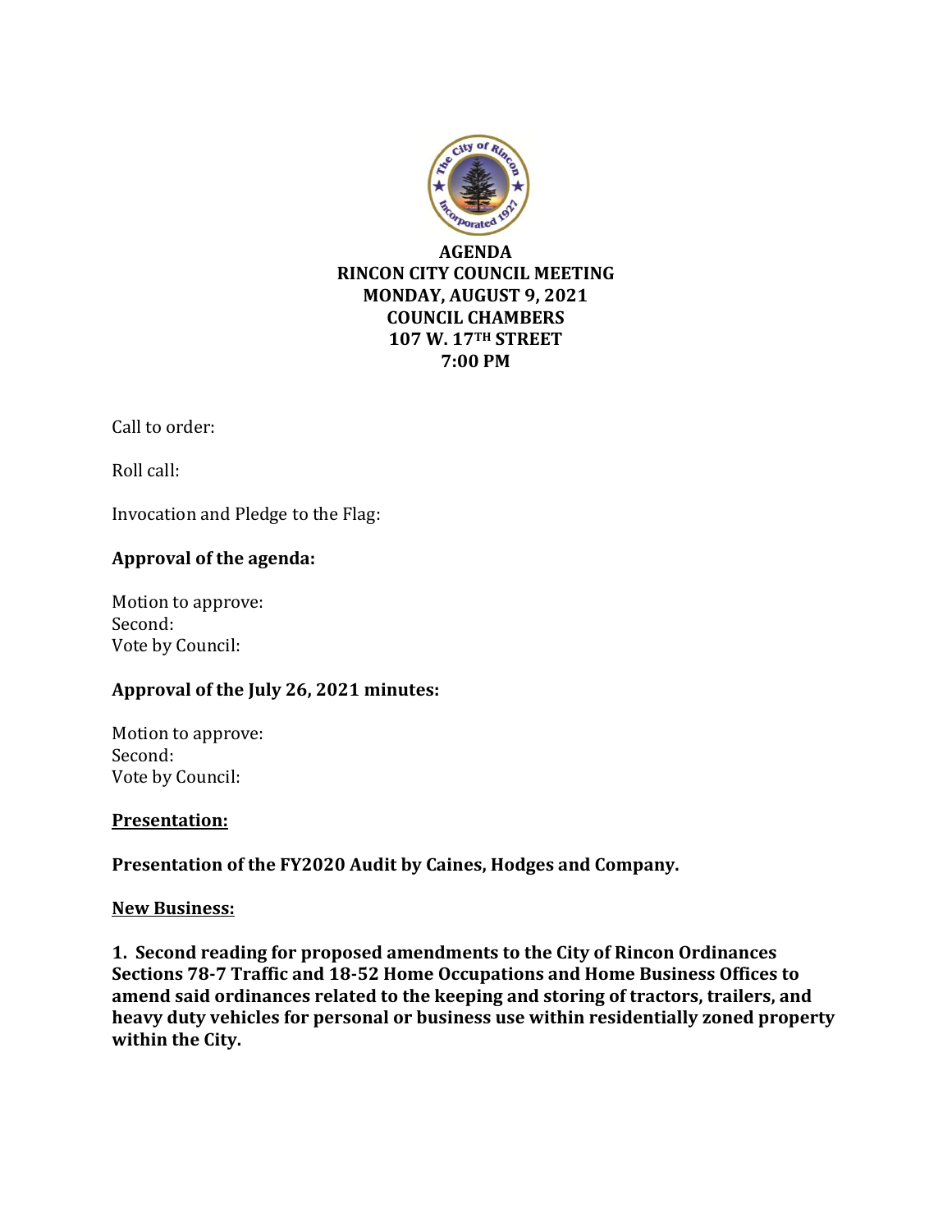**AGENDA**
**RINCON CITY COUNCIL MEETING**
**MONDAY, AUGUST 9, 2021**
**COUNCIL CHAMBERS**
**107 W. 17TH STREET**
**7:00 PM**

Call to order:

Roll call:

Invocation and Pledge to the Flag:

**Approval of the agenda:**

Motion to approve:
Second:
Vote by Council:

**Approval of the July 26, 2021 minutes:**

Motion to approve:
Second:
Vote by Council:

**Presentation:**

**Presentation of the FY2020 Audit by Caines, Hodges and Company.**

**New Business:**

**1. Second reading for proposed amendments to the City of Rincon Ordinances Sections 78-7 Traffic and 18-52 Home Occupations and Home Business Offices to amend said ordinances related to the keeping and storing of tractors, trailers, and heavy duty vehicles for personal or business use within residentially zoned property within the City.**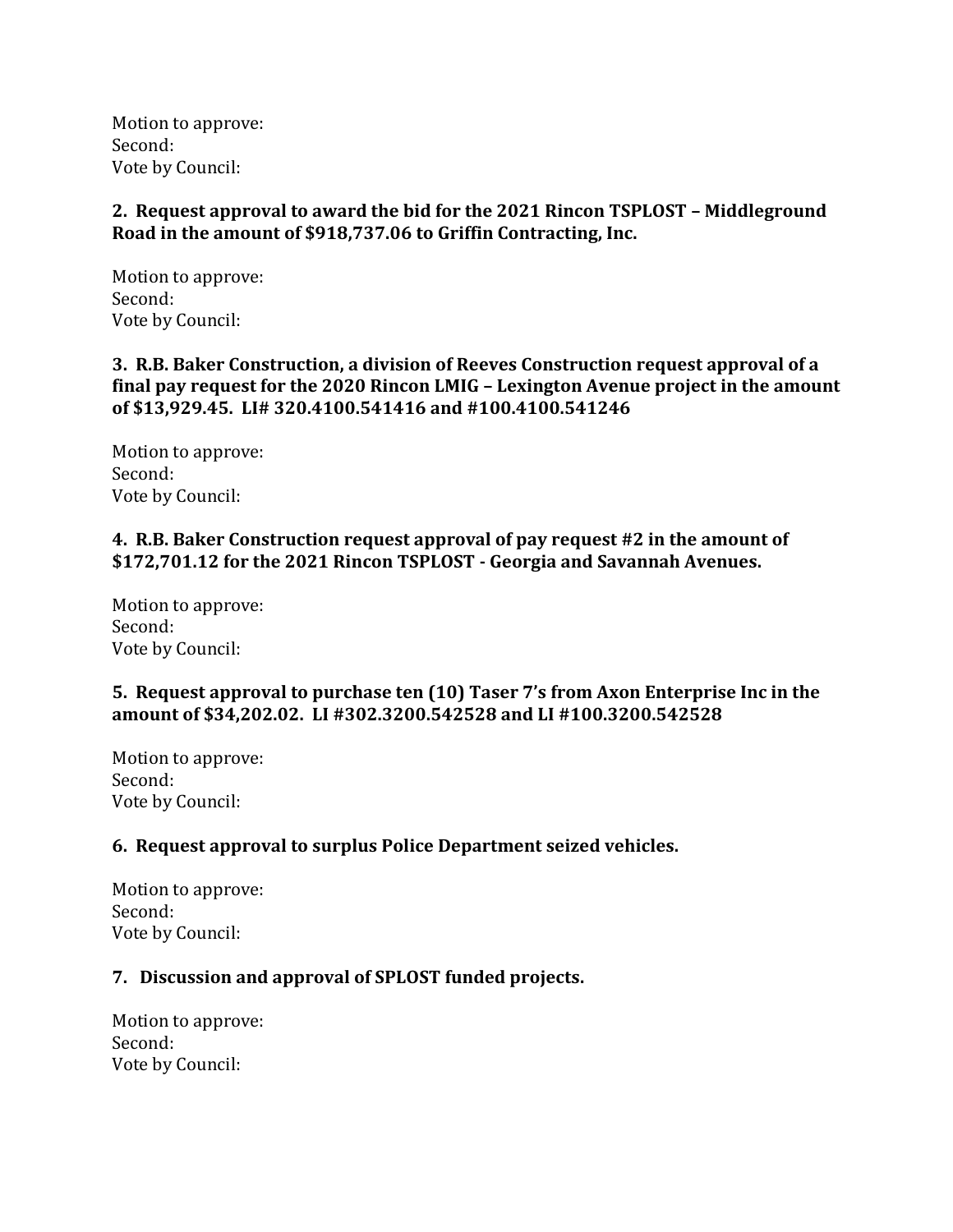Motion to approve:
Second:
Vote by Council:

**2. Request approval to award the bid for the 2021 Rincon TSPLOST – Middleground Road in the amount of $918,737.06 to Griffin Contracting, Inc.**

Motion to approve:
Second:
Vote by Council:

**3. R.B. Baker Construction, a division of Reeves Construction request approval of a final pay request for the 2020 Rincon LMIG – Lexington Avenue project in the amount of $13,929.45. LI# 320.4100.541416 and #100.4100.541246**

Motion to approve:
Second:
Vote by Council:

**4. R.B. Baker Construction request approval of pay request #2 in the amount of $172,701.12 for the 2021 Rincon TSPLOST - Georgia and Savannah Avenues.**

Motion to approve:
Second:
Vote by Council:

**5. Request approval to purchase ten (10) Taser 7's from Axon Enterprise Inc in the amount of $34,202.02. LI #302.3200.542528 and LI #100.3200.542528**

Motion to approve:
Second:
Vote by Council:

**6. Request approval to surplus Police Department seized vehicles.**

Motion to approve:
Second:
Vote by Council:

**7. Discussion and approval of SPLOST funded projects.**

Motion to approve:
Second:
Vote by Council: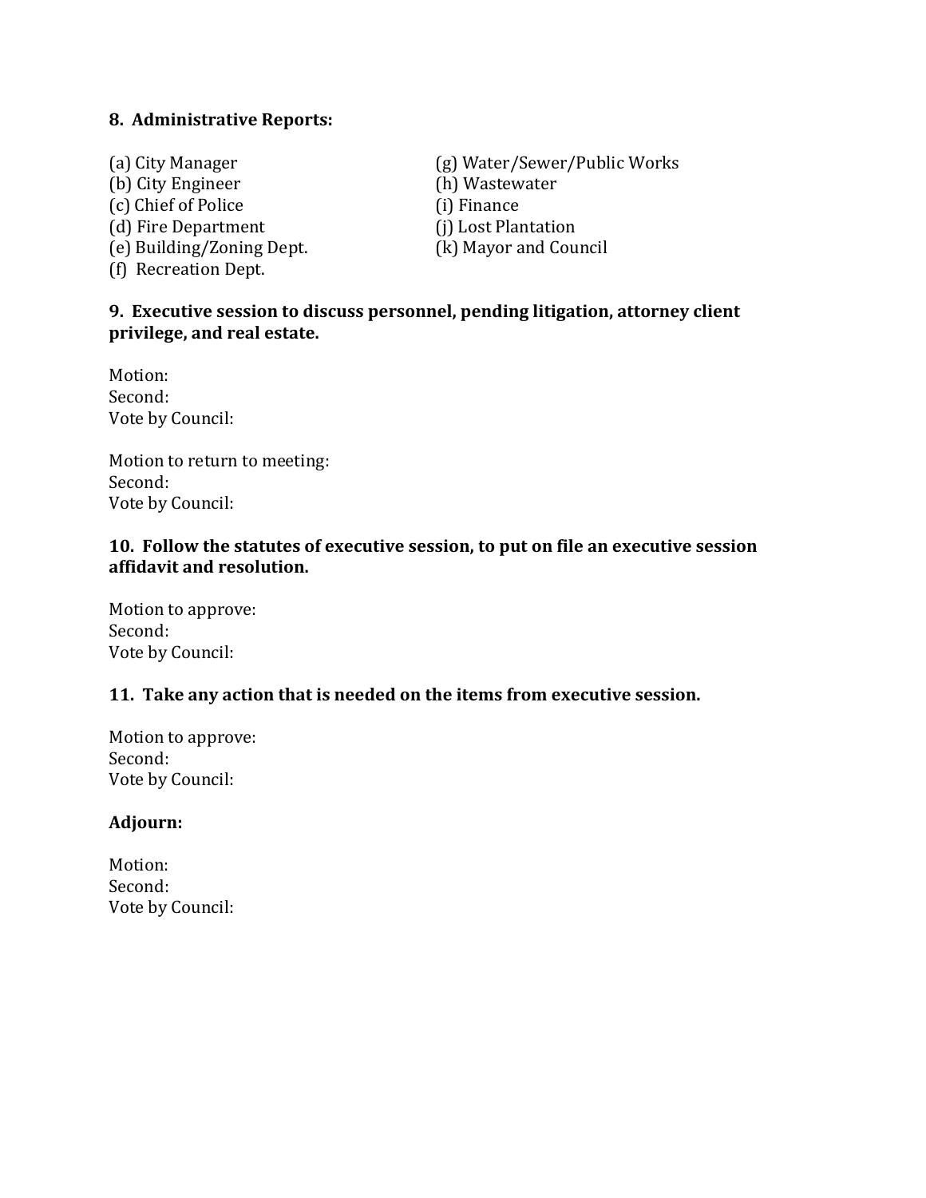**8. Administrative Reports:**

(a) City Manager
(b) City Engineer
(c) Chief of Police
(d) Fire Department
(e) Building/Zoning Dept.
(f) Recreation Dept.
(g) Water/Sewer/Public Works
(h) Wastewater
(i) Finance
(j) Lost Plantation
(k) Mayor and Council

**9. Executive session to discuss personnel, pending litigation, attorney client privilege, and real estate.**

Motion:
Second:
Vote by Council:

Motion to return to meeting:
Second:
Vote by Council:

**10. Follow the statutes of executive session, to put on file an executive session affidavit and resolution.**

Motion to approve:
Second:
Vote by Council:

**11. Take any action that is needed on the items from executive session.**

Motion to approve:
Second:
Vote by Council:

**Adjourn:**

Motion:
Second:
Vote by Council: